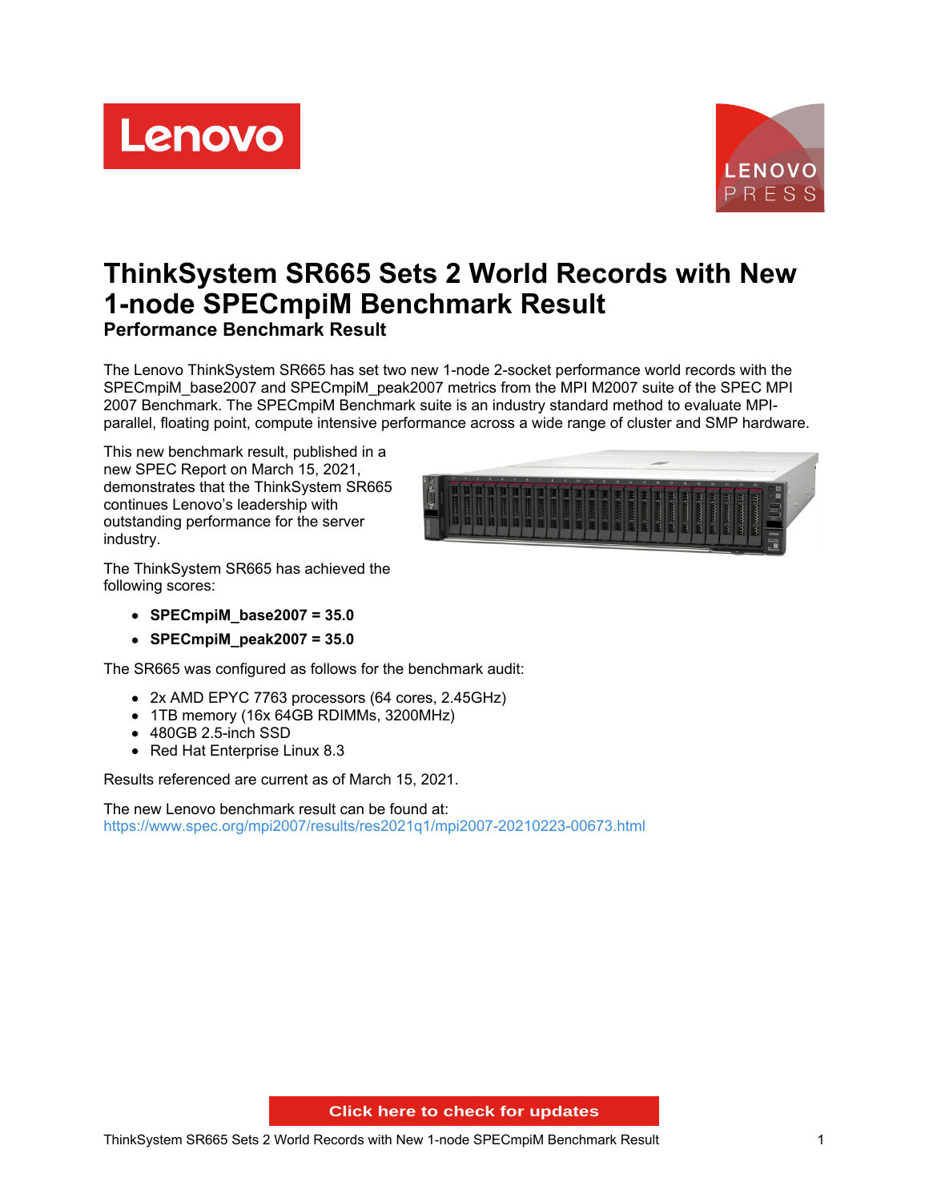# ThinkSystem SR665 Sets 2 World Records with New 1-node SPECmpiM Benchmark Result

## Performance Benchmark Result

The Lenovo ThinkSystem SR665 has set two new 1-node 2-socket performance world records with the SPECmpiM_base2007 and SPECmpiM_peak2007 metrics from the MPI M2007 suite of the SPEC MPI 2007 Benchmark. The SPECmpiM Benchmark suite is an industry standard method to evaluate MPI-parallel, floating point, compute intensive performance across a wide range of cluster and SMP hardware.

This new benchmark result, published in a new SPEC Report on March 15, 2021, demonstrates that the ThinkSystem SR665 continues Lenovo's leadership with outstanding performance for the server industry.

The ThinkSystem SR665 has achieved the following scores:

- **SPECmpiM_base2007 = 35.0**
- **SPECmpiM_peak2007 = 35.0**

The SR665 was configured as follows for the benchmark audit:

- 2x AMD EPYC 7763 processors (64 cores, 2.45GHz)
- 1TB memory (16x 64GB RDIMMs, 3200MHz)
- 480GB 2.5-inch SSD
- Red Hat Enterprise Linux 8.3

Results referenced are current as of March 15, 2021.

The new Lenovo benchmark result can be found at:
https://www.spec.org/mpi2007/results/res2021q1/mpi2007-20210223-00673.html

Click here to check for updates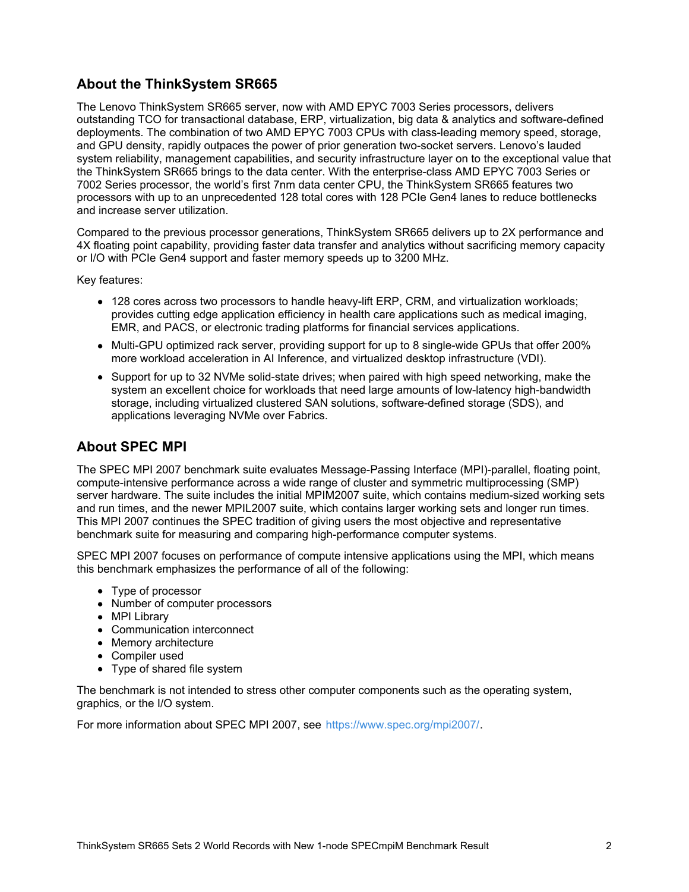## About the ThinkSystem SR665

The Lenovo ThinkSystem SR665 server, now with AMD EPYC 7003 Series processors, delivers outstanding TCO for transactional database, ERP, virtualization, big data & analytics and software-defined deployments. The combination of two AMD EPYC 7003 CPUs with class-leading memory speed, storage, and GPU density, rapidly outpaces the power of prior generation two-socket servers. Lenovo's lauded system reliability, management capabilities, and security infrastructure layer on to the exceptional value that the ThinkSystem SR665 brings to the data center. With the enterprise-class AMD EPYC 7003 Series or 7002 Series processor, the world's first 7nm data center CPU, the ThinkSystem SR665 features two processors with up to an unprecedented 128 total cores with 128 PCIe Gen4 lanes to reduce bottlenecks and increase server utilization.

Compared to the previous processor generations, ThinkSystem SR665 delivers up to 2X performance and 4X floating point capability, providing faster data transfer and analytics without sacrificing memory capacity or I/O with PCIe Gen4 support and faster memory speeds up to 3200 MHz.

Key features:

- 128 cores across two processors to handle heavy-lift ERP, CRM, and virtualization workloads; provides cutting edge application efficiency in health care applications such as medical imaging, EMR, and PACS, or electronic trading platforms for financial services applications.
- Multi-GPU optimized rack server, providing support for up to 8 single-wide GPUs that offer 200% more workload acceleration in AI Inference, and virtualized desktop infrastructure (VDI).
- Support for up to 32 NVMe solid-state drives; when paired with high speed networking, make the system an excellent choice for workloads that need large amounts of low-latency high-bandwidth storage, including virtualized clustered SAN solutions, software-defined storage (SDS), and applications leveraging NVMe over Fabrics.

## About SPEC MPI

The SPEC MPI 2007 benchmark suite evaluates Message-Passing Interface (MPI)-parallel, floating point, compute-intensive performance across a wide range of cluster and symmetric multiprocessing (SMP) server hardware. The suite includes the initial MPIM2007 suite, which contains medium-sized working sets and run times, and the newer MPIL2007 suite, which contains larger working sets and longer run times. This MPI 2007 continues the SPEC tradition of giving users the most objective and representative benchmark suite for measuring and comparing high-performance computer systems.

SPEC MPI 2007 focuses on performance of compute intensive applications using the MPI, which means this benchmark emphasizes the performance of all of the following:

- Type of processor
- Number of computer processors
- MPI Library
- Communication interconnect
- Memory architecture
- Compiler used
- Type of shared file system

The benchmark is not intended to stress other computer components such as the operating system, graphics, or the I/O system.

For more information about SPEC MPI 2007, see https://www.spec.org/mpi2007/.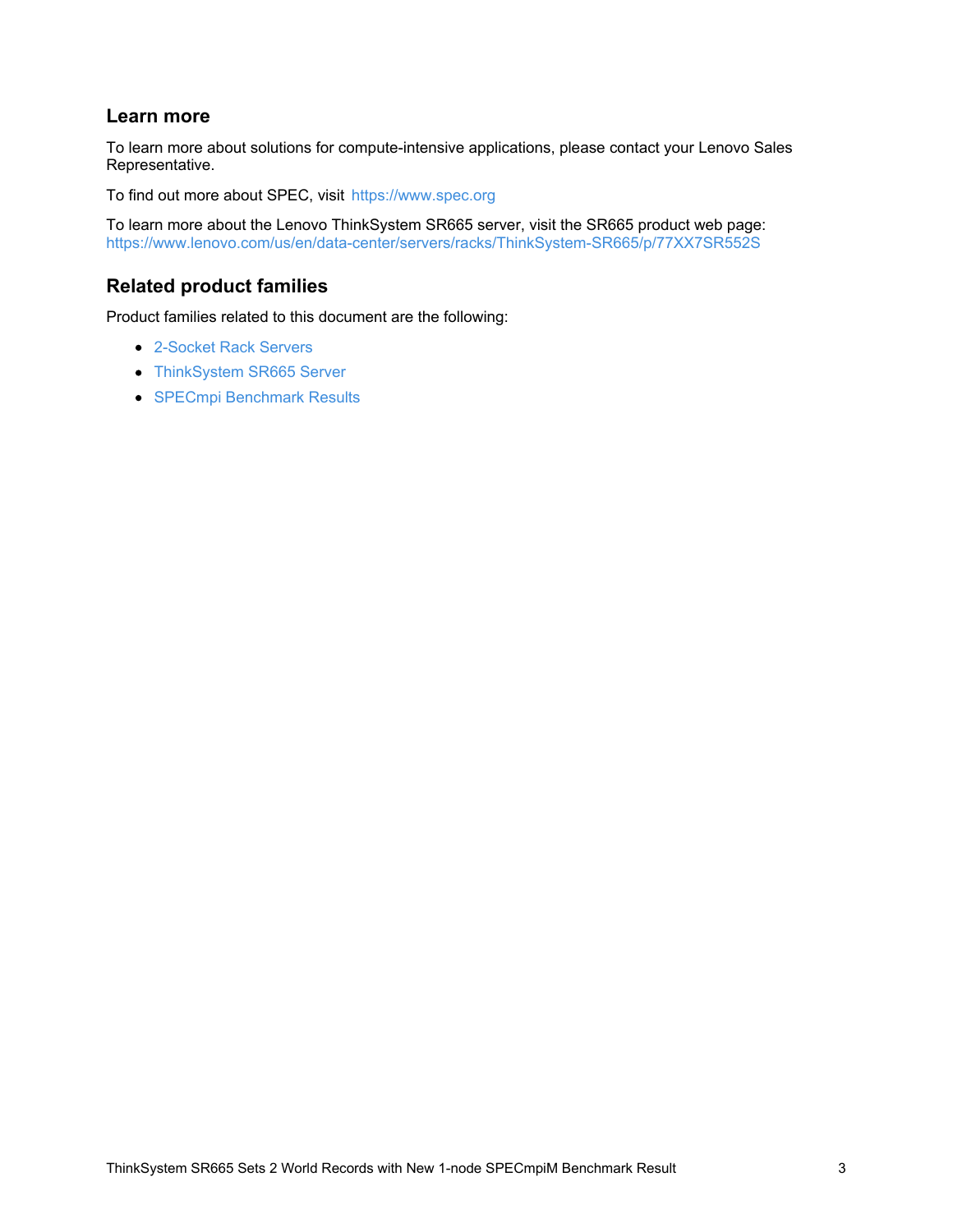## Learn more

To learn more about solutions for compute-intensive applications, please contact your Lenovo Sales Representative.

To find out more about SPEC, visit https://www.spec.org

To learn more about the Lenovo ThinkSystem SR665 server, visit the SR665 product web page:
https://www.lenovo.com/us/en/data-center/servers/racks/ThinkSystem-SR665/p/77XX7SR552S

## Related product families

Product families related to this document are the following:

- 2-Socket Rack Servers
- ThinkSystem SR665 Server
- SPECmpi Benchmark Results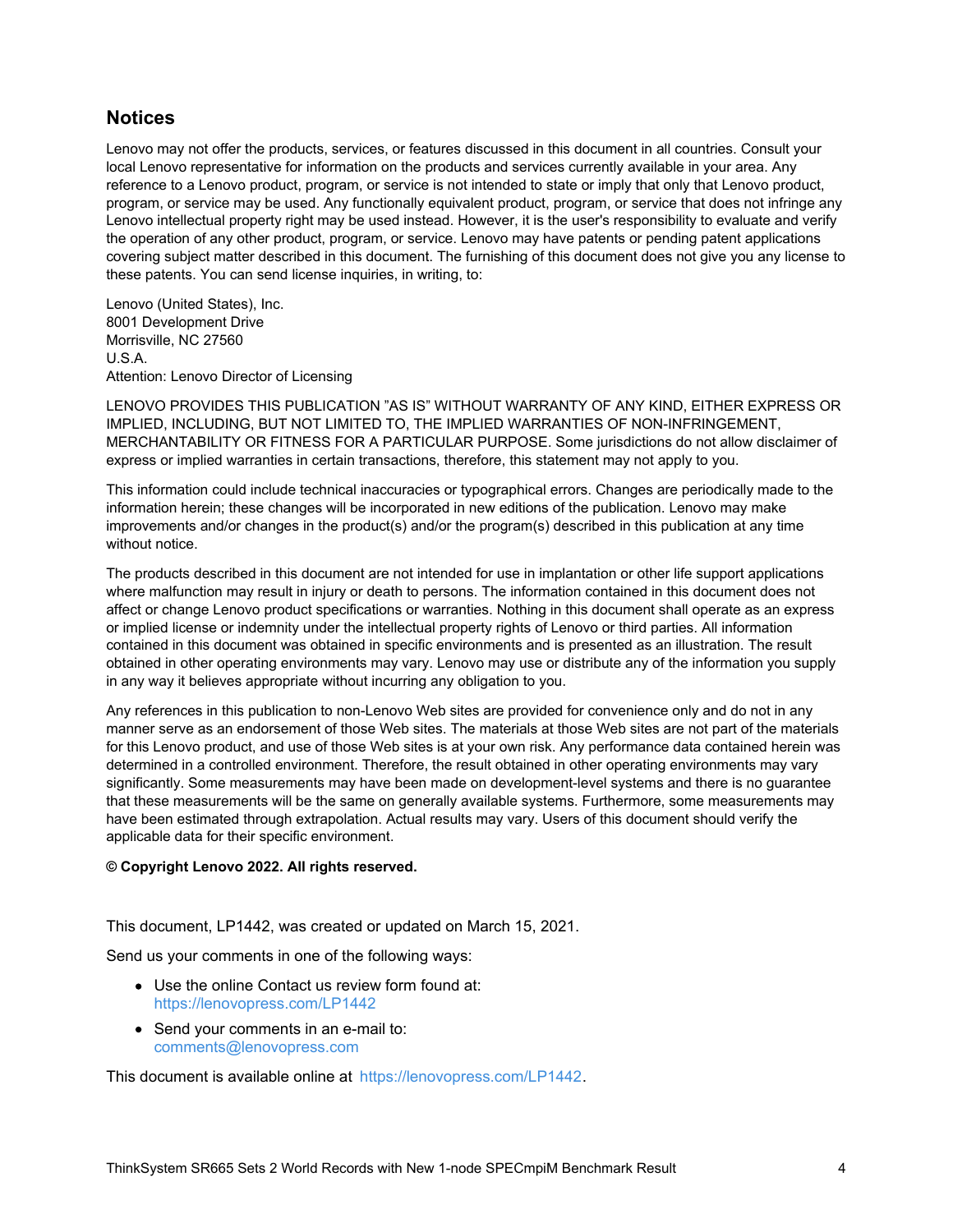## Notices

Lenovo may not offer the products, services, or features discussed in this document in all countries. Consult your local Lenovo representative for information on the products and services currently available in your area. Any reference to a Lenovo product, program, or service is not intended to state or imply that only that Lenovo product, program, or service may be used. Any functionally equivalent product, program, or service that does not infringe any Lenovo intellectual property right may be used instead. However, it is the user's responsibility to evaluate and verify the operation of any other product, program, or service. Lenovo may have patents or pending patent applications covering subject matter described in this document. The furnishing of this document does not give you any license to these patents. You can send license inquiries, in writing, to:

Lenovo (United States), Inc.
8001 Development Drive
Morrisville, NC 27560
U.S.A.
Attention: Lenovo Director of Licensing

LENOVO PROVIDES THIS PUBLICATION "AS IS" WITHOUT WARRANTY OF ANY KIND, EITHER EXPRESS OR IMPLIED, INCLUDING, BUT NOT LIMITED TO, THE IMPLIED WARRANTIES OF NON-INFRINGEMENT, MERCHANTABILITY OR FITNESS FOR A PARTICULAR PURPOSE. Some jurisdictions do not allow disclaimer of express or implied warranties in certain transactions, therefore, this statement may not apply to you.

This information could include technical inaccuracies or typographical errors. Changes are periodically made to the information herein; these changes will be incorporated in new editions of the publication. Lenovo may make improvements and/or changes in the product(s) and/or the program(s) described in this publication at any time without notice.

The products described in this document are not intended for use in implantation or other life support applications where malfunction may result in injury or death to persons. The information contained in this document does not affect or change Lenovo product specifications or warranties. Nothing in this document shall operate as an express or implied license or indemnity under the intellectual property rights of Lenovo or third parties. All information contained in this document was obtained in specific environments and is presented as an illustration. The result obtained in other operating environments may vary. Lenovo may use or distribute any of the information you supply in any way it believes appropriate without incurring any obligation to you.

Any references in this publication to non-Lenovo Web sites are provided for convenience only and do not in any manner serve as an endorsement of those Web sites. The materials at those Web sites are not part of the materials for this Lenovo product, and use of those Web sites is at your own risk. Any performance data contained herein was determined in a controlled environment. Therefore, the result obtained in other operating environments may vary significantly. Some measurements may have been made on development-level systems and there is no guarantee that these measurements will be the same on generally available systems. Furthermore, some measurements may have been estimated through extrapolation. Actual results may vary. Users of this document should verify the applicable data for their specific environment.

**© Copyright Lenovo 2022. All rights reserved.**

This document, LP1442, was created or updated on March 15, 2021.

Send us your comments in one of the following ways:

- Use the online Contact us review form found at:
  https://lenovopress.com/LP1442
- Send your comments in an e-mail to:
  comments@lenovopress.com

This document is available online at https://lenovopress.com/LP1442.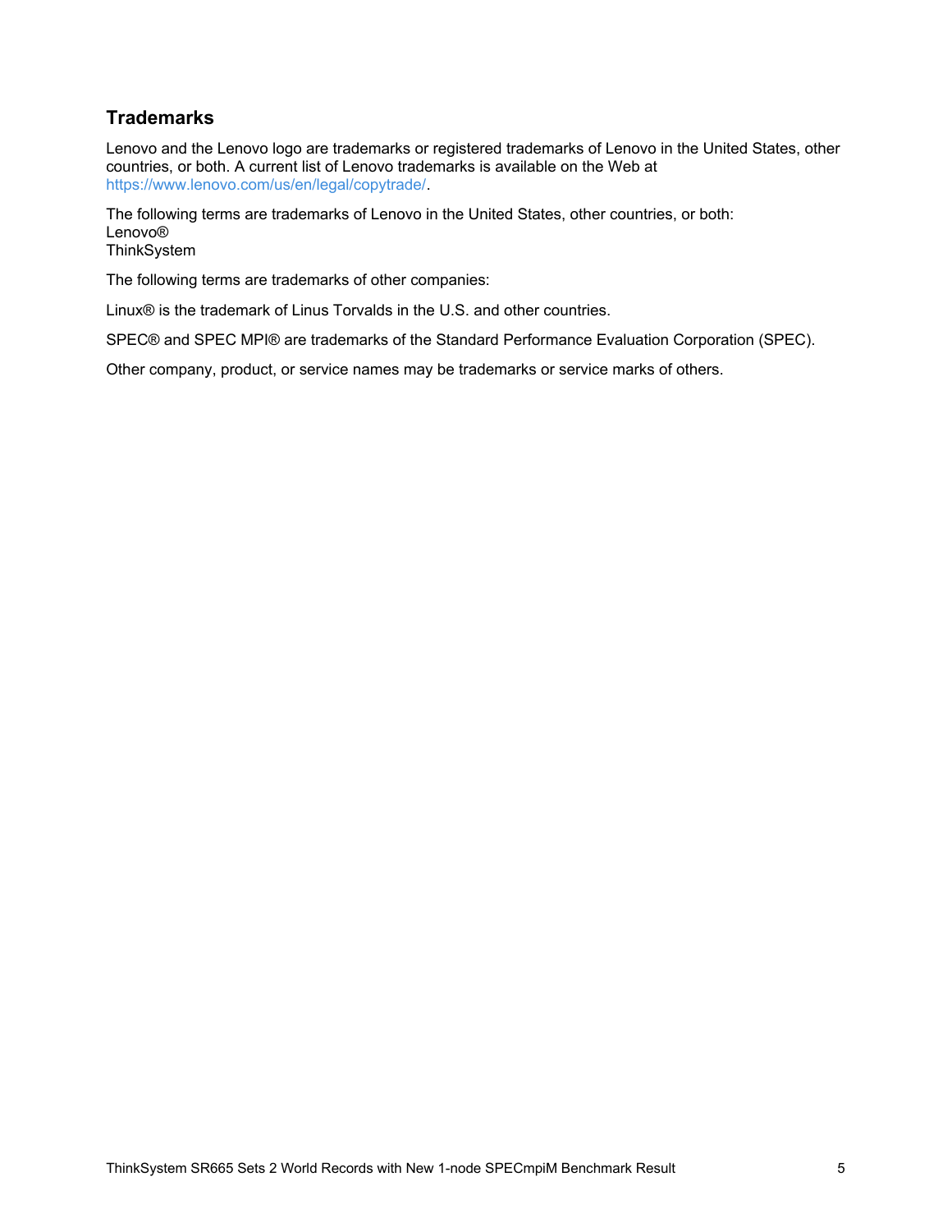## Trademarks

Lenovo and the Lenovo logo are trademarks or registered trademarks of Lenovo in the United States, other countries, or both. A current list of Lenovo trademarks is available on the Web at https://www.lenovo.com/us/en/legal/copytrade/.

The following terms are trademarks of Lenovo in the United States, other countries, or both:
Lenovo®
ThinkSystem

The following terms are trademarks of other companies:

Linux® is the trademark of Linus Torvalds in the U.S. and other countries.

SPEC® and SPEC MPI® are trademarks of the Standard Performance Evaluation Corporation (SPEC).

Other company, product, or service names may be trademarks or service marks of others.